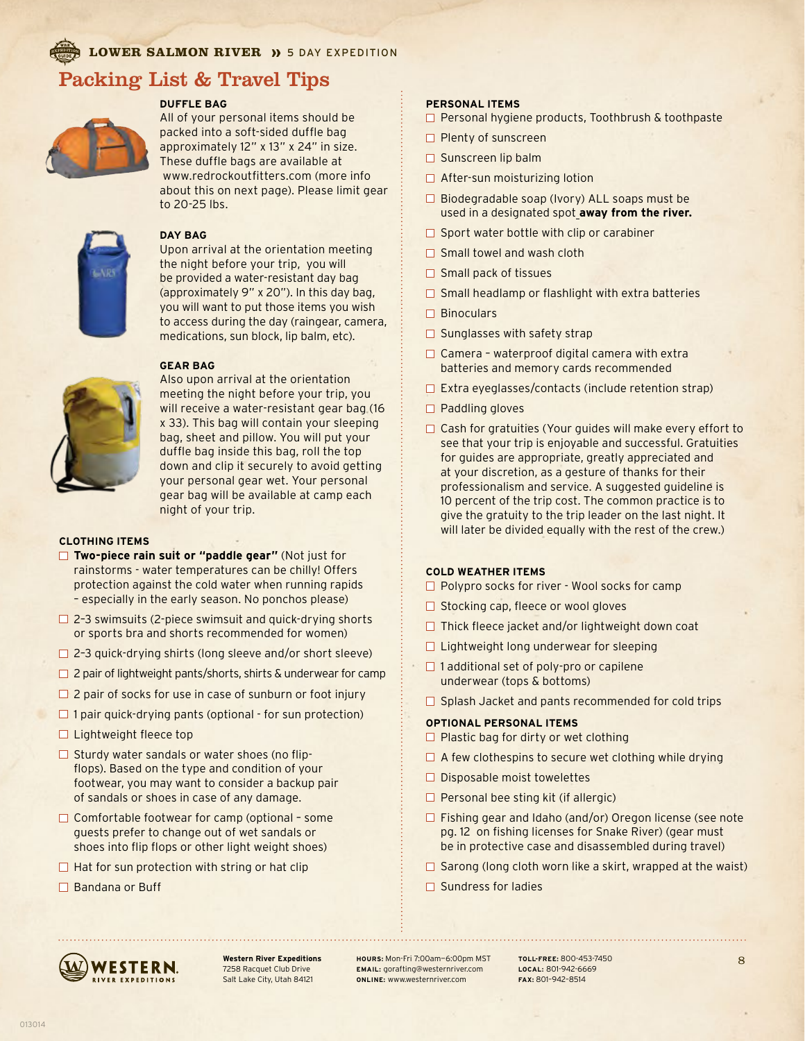LOWER SALMON RIVER » 5 DAY EXPEDITION

# Packing List & Travel Tips

### DUFFLE BAG

All of your personal items should be packed into a soft-sided duffle bag approximately 12" x 13" x 24" in size. These duffle bags are available at www.redrockoutfitters.com (more info about this on next page). Please limit gear to 20-25 lbs.

### DAY BAG

Upon arrival at the orientation meeting the night before your trip, you will be provided a water-resistant day bag (approximately 9" x 20"). In this day bag, you will want to put those items you wish to access during the day (raingear, camera, medications, sun block, lip balm, etc).

### GEAR BAG

Also upon arrival at the orientation meeting the night before your trip, you will receive a water-resistant gear bag (16 x 33). This bag will contain your sleeping bag, sheet and pillow. You will put your duffle bag inside this bag, roll the top down and clip it securely to avoid getting your personal gear wet. Your personal gear bag will be available at camp each night of your trip.

### CLOTHING ITEMS

- ☐ **Two-piece rain suit or "paddle gear"** (Not just for rainstorms - water temperatures can be chilly! Offers protection against the cold water when running rapids – especially in the early season. No ponchos please)
- ☐ 2–3 swimsuits (2-piece swimsuit and quick-drying shorts or sports bra and shorts recommended for women)
- ☐ 2–3 quick-drying shirts (long sleeve and/or short sleeve)
- ☐ 2 pair of lightweight pants/shorts, shirts & underwear for camp
- ☐ 2 pair of socks for use in case of sunburn or foot injury
- ☐ 1 pair quick-drying pants (optional - for sun protection)
- ☐ Lightweight fleece top
- ☐ Sturdy water sandals or water shoes (no flip-flops). Based on the type and condition of your footwear, you may want to consider a backup pair of sandals or shoes in case of any damage.
- ☐ Comfortable footwear for camp (optional – some guests prefer to change out of wet sandals or shoes into flip flops or other light weight shoes)
- ☐ Hat for sun protection with string or hat clip
- ☐ Bandana or Buff

### PERSONAL ITEMS

- ☐ Personal hygiene products, Toothbrush & toothpaste
- ☐ Plenty of sunscreen
- ☐ Sunscreen lip balm
- ☐ After-sun moisturizing lotion
- ☐ Biodegradable soap (Ivory) ALL soaps must be used in a designated spot **away from the river.**
- ☐ Sport water bottle with clip or carabiner
- ☐ Small towel and wash cloth
- ☐ Small pack of tissues
- ☐ Small headlamp or flashlight with extra batteries
- ☐ Binoculars
- ☐ Sunglasses with safety strap
- ☐ Camera – waterproof digital camera with extra batteries and memory cards recommended
- ☐ Extra eyeglasses/contacts (include retention strap)
- ☐ Paddling gloves
- ☐ Cash for gratuities (Your guides will make every effort to see that your trip is enjoyable and successful. Gratuities for guides are appropriate, greatly appreciated and at your discretion, as a gesture of thanks for their professionalism and service. A suggested guideline is 10 percent of the trip cost. The common practice is to give the gratuity to the trip leader on the last night. It will later be divided equally with the rest of the crew.)

### COLD WEATHER ITEMS

- ☐ Polypro socks for river - Wool socks for camp
- ☐ Stocking cap, fleece or wool gloves
- ☐ Thick fleece jacket and/or lightweight down coat
- ☐ Lightweight long underwear for sleeping
- ☐ 1 additional set of poly-pro or capilene underwear (tops & bottoms)
- ☐ Splash Jacket and pants recommended for cold trips

### OPTIONAL PERSONAL ITEMS

- ☐ Plastic bag for dirty or wet clothing
- ☐ A few clothespins to secure wet clothing while drying
- ☐ Disposable moist towelettes
- ☐ Personal bee sting kit (if allergic)
- ☐ Fishing gear and Idaho (and/or) Oregon license (see note pg. 12 on fishing licenses for Snake River) (gear must be in protective case and disassembled during travel)
- ☐ Sarong (long cloth worn like a skirt, wrapped at the waist)
- ☐ Sundress for ladies

**Western River Expeditions**
7258 Racquet Club Drive
Salt Lake City, Utah 84121

**HOURS:** Mon-Fri 7:00am–6:00pm MST
**EMAIL:** gorafting@westernriver.com
**ONLINE:** www.westernriver.com

**TOLL-FREE:** 800-453-7450
**LOCAL:** 801-942-6669
**FAX:** 801-942-8514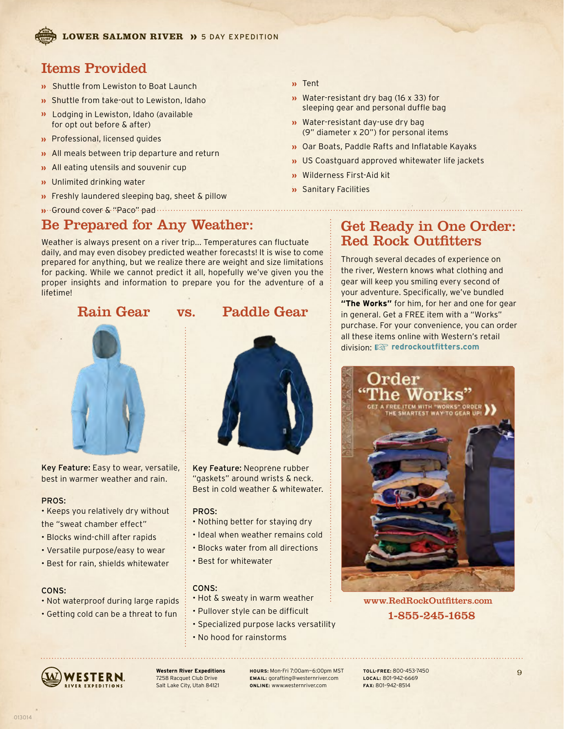## Items Provided

- Shuttle from Lewiston to Boat Launch
- Shuttle from take-out to Lewiston, Idaho
- Lodging in Lewiston, Idaho (available for opt out before & after)
- Professional, licensed guides
- All meals between trip departure and return
- All eating utensils and souvenir cup
- Unlimited drinking water
- Freshly laundered sleeping bag, sheet & pillow
- Ground cover & "Paco" pad
- Tent
- Water-resistant dry bag (16 x 33) for sleeping gear and personal duffle bag
- Water-resistant day-use dry bag (9" diameter x 20") for personal items
- Oar Boats, Paddle Rafts and Inflatable Kayaks
- US Coastguard approved whitewater life jackets
- Wilderness First-Aid kit
- Sanitary Facilities

## Be Prepared for Any Weather:

Weather is always present on a river trip... Temperatures can fluctuate daily, and may even disobey predicted weather forecasts! It is wise to come prepared for anything, but we realize there are weight and size limitations for packing. While we cannot predict it all, hopefully we've given you the proper insights and information to prepare you for the adventure of a lifetime!

### Rain Gear vs. Paddle Gear

#### Rain Gear

**Key Feature:** Easy to wear, versatile, best in warmer weather and rain.

PROS:
- Keeps you relatively dry without the "sweat chamber effect"
- Blocks wind-chill after rapids
- Versatile purpose/easy to wear
- Best for rain, shields whitewater

CONS:
- Not waterproof during large rapids
- Getting cold can be a threat to fun

#### Paddle Gear

**Key Feature:** Neoprene rubber "gaskets" around wrists & neck. Best in cold weather & whitewater.

PROS:
- Nothing better for staying dry
- Ideal when weather remains cold
- Blocks water from all directions
- Best for whitewater

CONS:
- Hot & sweaty in warm weather
- Pullover style can be difficult
- Specialized purpose lacks versatility
- No hood for rainstorms

## Get Ready in One Order: Red Rock Outfitters

Through several decades of experience on the river, Western knows what clothing and gear will keep you smiling every second of your adventure. Specifically, we've bundled **"The Works"** for him, for her and one for gear in general. Get a FREE item with a "Works" purchase. For your convenience, you can order all these items online with Western's retail division: ☞ **redrockoutfitters.com**

Order "The Works"

GET A FREE ITEM WITH "WORKS" ORDER THE SMARTEST WAY TO GEAR UP!

www.RedRockOutfitters.com

1-855-245-1658

**Western River Expeditions**
7258 Racquet Club Drive
Salt Lake City, Utah 84121

**HOURS:** Mon-Fri 7:00am–6:00pm MST
**EMAIL:** gorafting@westernriver.com
**ONLINE:** www.westernriver.com

**TOLL-FREE:** 800-453-7450
**LOCAL:** 801-942-6669
**FAX:** 801-942-8514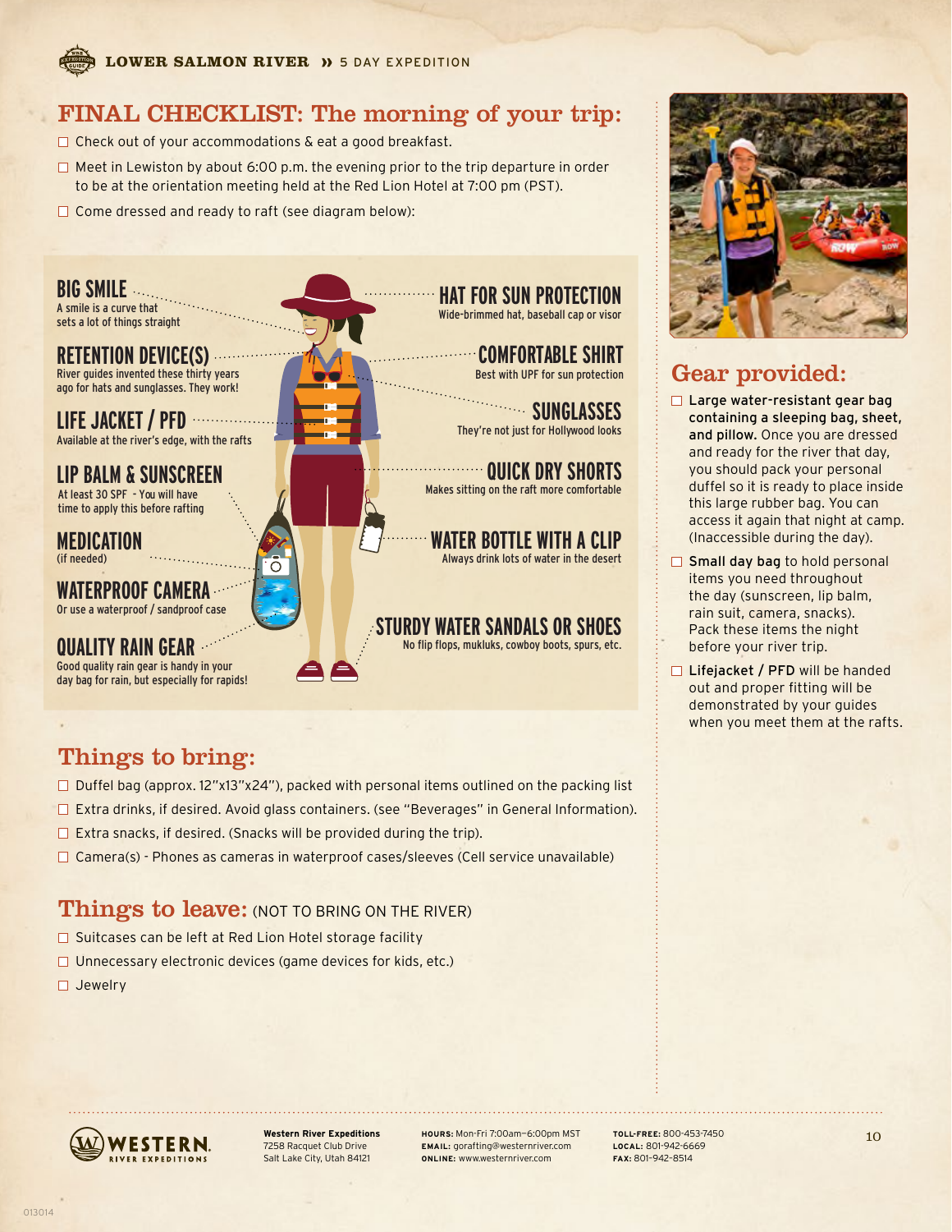## FINAL CHECKLIST: The morning of your trip:

- ☐ Check out of your accommodations & eat a good breakfast.
- ☐ Meet in Lewiston by about 6:00 p.m. the evening prior to the trip departure in order to be at the orientation meeting held at the Red Lion Hotel at 7:00 pm (PST).
- ☐ Come dressed and ready to raft (see diagram below):

**BIG SMILE**
A smile is a curve that sets a lot of things straight

**RETENTION DEVICE(S)**
River guides invented these thirty years ago for hats and sunglasses. They work!

**LIFE JACKET / PFD**
Available at the river's edge, with the rafts

**LIP BALM & SUNSCREEN**
At least 30 SPF - You will have time to apply this before rafting

**MEDICATION**
(if needed)

**WATERPROOF CAMERA**
Or use a waterproof / sandproof case

**QUALITY RAIN GEAR**
Good quality rain gear is handy in your day bag for rain, but especially for rapids!

**HAT FOR SUN PROTECTION**
Wide-brimmed hat, baseball cap or visor

**COMFORTABLE SHIRT**
Best with UPF for sun protection

**SUNGLASSES**
They're not just for Hollywood looks

**QUICK DRY SHORTS**
Makes sitting on the raft more comfortable

**WATER BOTTLE WITH A CLIP**
Always drink lots of water in the desert

**STURDY WATER SANDALS OR SHOES**
No flip flops, mukluks, cowboy boots, spurs, etc.

## Things to bring:

- ☐ Duffel bag (approx. 12"x13"x24"), packed with personal items outlined on the packing list
- ☐ Extra drinks, if desired. Avoid glass containers. (see "Beverages" in General Information).
- ☐ Extra snacks, if desired. (Snacks will be provided during the trip).
- ☐ Camera(s) - Phones as cameras in waterproof cases/sleeves (Cell service unavailable)

## Things to leave: (NOT TO BRING ON THE RIVER)

- ☐ Suitcases can be left at Red Lion Hotel storage facility
- ☐ Unnecessary electronic devices (game devices for kids, etc.)
- ☐ Jewelry

## Gear provided:

- ☐ **Large water-resistant gear bag containing a sleeping bag, sheet, and pillow.** Once you are dressed and ready for the river that day, you should pack your personal duffel so it is ready to place inside this large rubber bag. You can access it again that night at camp. (Inaccessible during the day).
- ☐ **Small day bag** to hold personal items you need throughout the day (sunscreen, lip balm, rain suit, camera, snacks). Pack these items the night before your river trip.
- ☐ **Lifejacket / PFD** will be handed out and proper fitting will be demonstrated by your guides when you meet them at the rafts.